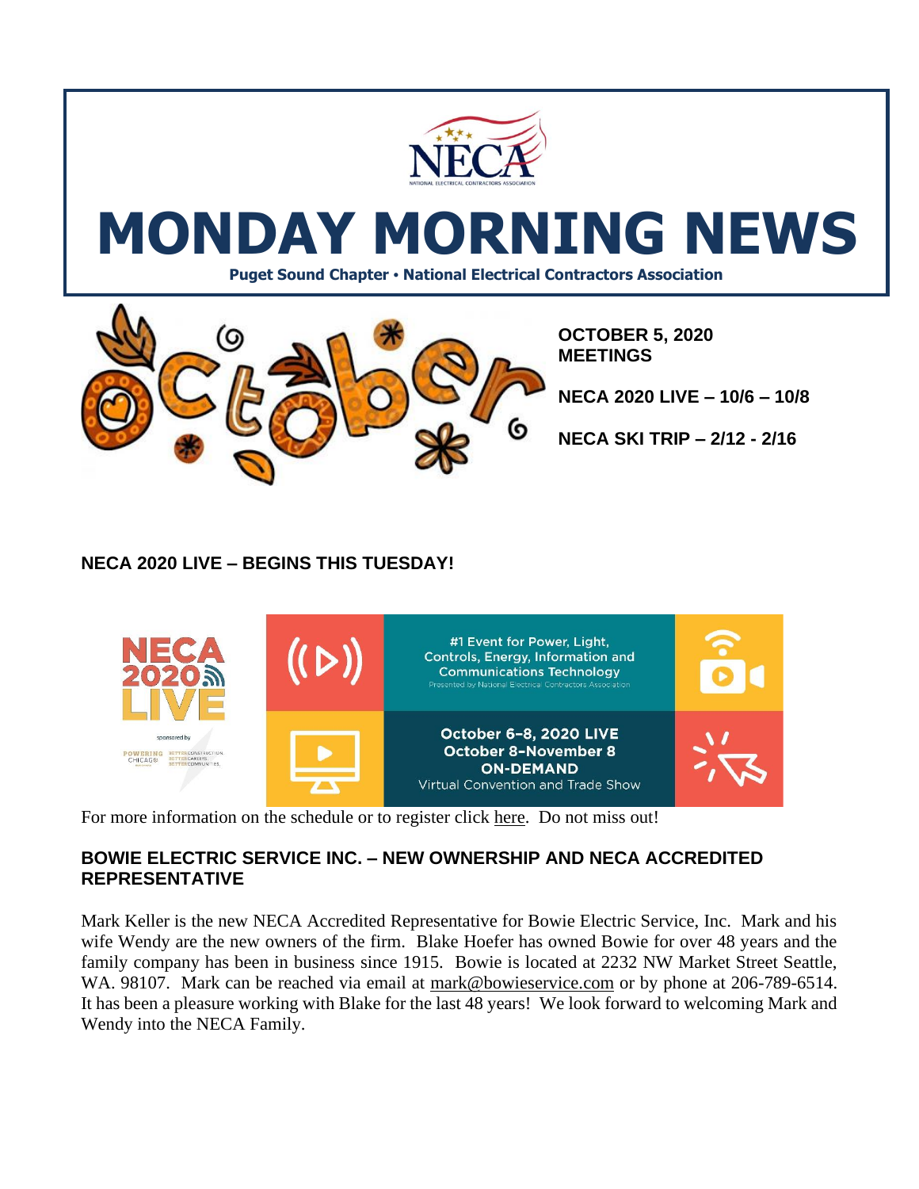# MONDAY MORNING NEWS

**Puget Sound Chapter • National Electrical Contractors Association**

**OCTOBER 5, 2020**
**MEETINGS**

**NECA 2020 LIVE – 10/6 – 10/8**

**NECA SKI TRIP – 2/12 - 2/16**

## NECA 2020 LIVE – BEGINS THIS TUESDAY!

NECA 2020 LIVE

#1 Event for Power, Light, Controls, Energy, Information and Communications Technology
Presented by National Electrical Contractors Association

October 6–8, 2020 LIVE
October 8–November 8
ON-DEMAND
Virtual Convention and Trade Show

For more information on the schedule or to register click here. Do not miss out!

## BOWIE ELECTRIC SERVICE INC. – NEW OWNERSHIP AND NECA ACCREDITED REPRESENTATIVE

Mark Keller is the new NECA Accredited Representative for Bowie Electric Service, Inc. Mark and his wife Wendy are the new owners of the firm. Blake Hoefer has owned Bowie for over 48 years and the family company has been in business since 1915. Bowie is located at 2232 NW Market Street Seattle, WA. 98107. Mark can be reached via email at mark@bowieservice.com or by phone at 206-789-6514. It has been a pleasure working with Blake for the last 48 years! We look forward to welcoming Mark and Wendy into the NECA Family.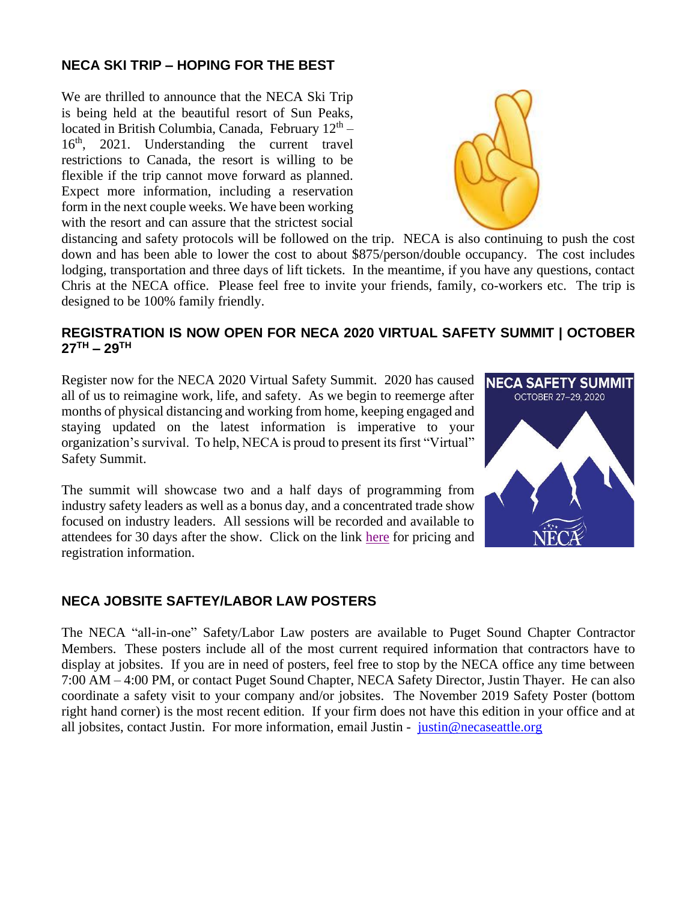## NECA SKI TRIP – HOPING FOR THE BEST

We are thrilled to announce that the NECA Ski Trip is being held at the beautiful resort of Sun Peaks, located in British Columbia, Canada, February 12th – 16th, 2021. Understanding the current travel restrictions to Canada, the resort is willing to be flexible if the trip cannot move forward as planned. Expect more information, including a reservation form in the next couple weeks. We have been working with the resort and can assure that the strictest social distancing and safety protocols will be followed on the trip. NECA is also continuing to push the cost down and has been able to lower the cost to about $875/person/double occupancy. The cost includes lodging, transportation and three days of lift tickets. In the meantime, if you have any questions, contact Chris at the NECA office. Please feel free to invite your friends, family, co-workers etc. The trip is designed to be 100% family friendly.

## REGISTRATION IS NOW OPEN FOR NECA 2020 VIRTUAL SAFETY SUMMIT | OCTOBER 27TH – 29TH

Register now for the NECA 2020 Virtual Safety Summit. 2020 has caused all of us to reimagine work, life, and safety. As we begin to reemerge after months of physical distancing and working from home, keeping engaged and staying updated on the latest information is imperative to your organization's survival. To help, NECA is proud to present its first "Virtual" Safety Summit.

The summit will showcase two and a half days of programming from industry safety leaders as well as a bonus day, and a concentrated trade show focused on industry leaders. All sessions will be recorded and available to attendees for 30 days after the show. Click on the link here for pricing and registration information.

## NECA JOBSITE SAFTEY/LABOR LAW POSTERS

The NECA "all-in-one" Safety/Labor Law posters are available to Puget Sound Chapter Contractor Members. These posters include all of the most current required information that contractors have to display at jobsites. If you are in need of posters, feel free to stop by the NECA office any time between 7:00 AM – 4:00 PM, or contact Puget Sound Chapter, NECA Safety Director, Justin Thayer. He can also coordinate a safety visit to your company and/or jobsites. The November 2019 Safety Poster (bottom right hand corner) is the most recent edition. If your firm does not have this edition in your office and at all jobsites, contact Justin. For more information, email Justin - justin@necaseattle.org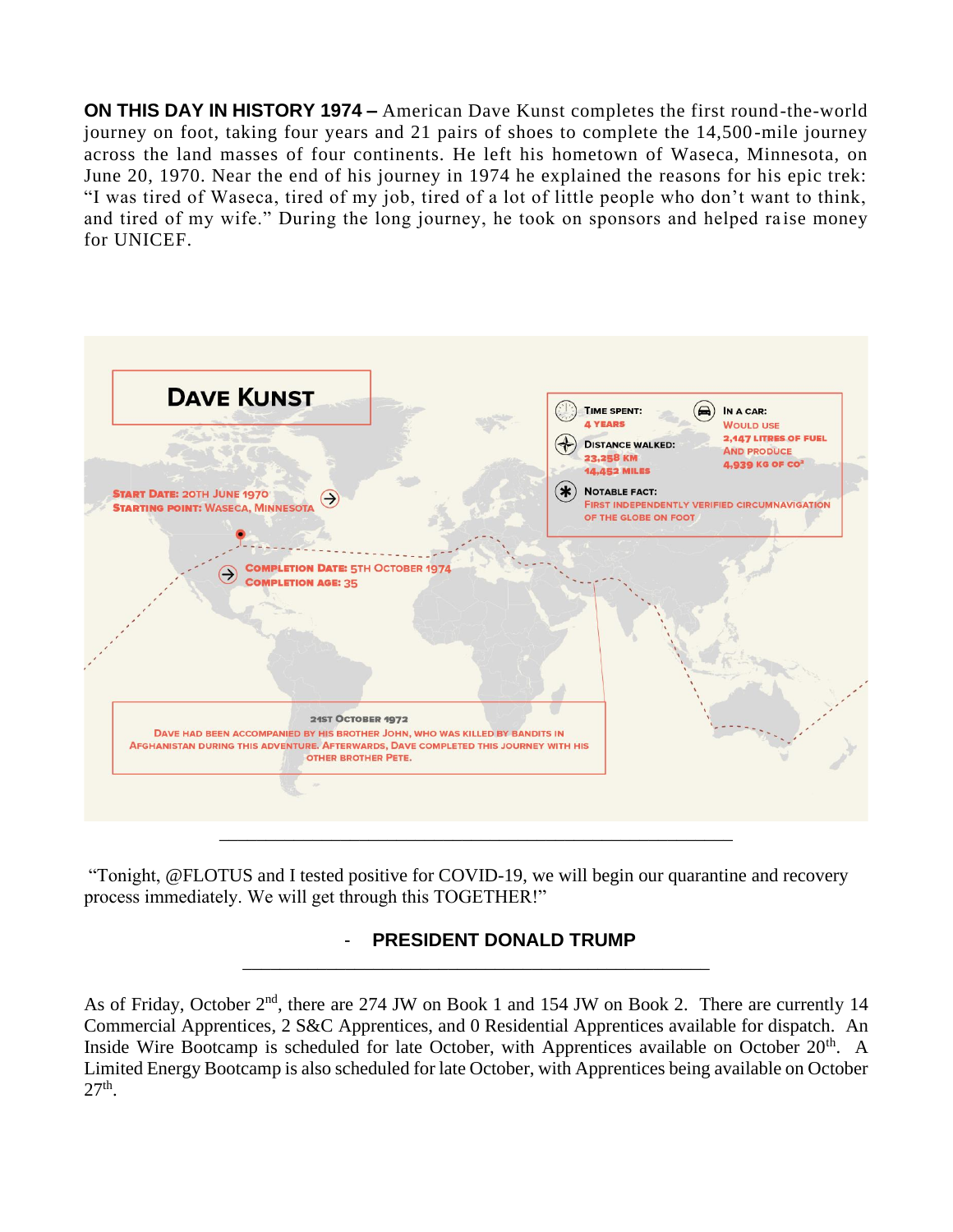**ON THIS DAY IN HISTORY 1974 –** American Dave Kunst completes the first round-the-world journey on foot, taking four years and 21 pairs of shoes to complete the 14,500-mile journey across the land masses of four continents. He left his hometown of Waseca, Minnesota, on June 20, 1970. Near the end of his journey in 1974 he explained the reasons for his epic trek: "I was tired of Waseca, tired of my job, tired of a lot of little people who don't want to think, and tired of my wife." During the long journey, he took on sponsors and helped raise money for UNICEF.

DAVE KUNST

START DATE: 20TH JUNE 1970
STARTING POINT: WASECA, MINNESOTA

COMPLETION DATE: 5TH OCTOBER 1974
COMPLETION AGE: 35

TIME SPENT:
4 YEARS

DISTANCE WALKED:
23,258 KM
14,452 MILES

IN A CAR:
WOULD USE
2,147 LITRES OF FUEL
AND PRODUCE
4,939 KG OF $CO^2$

NOTABLE FACT:
FIRST INDEPENDENTLY VERIFIED CIRCUMNAVIGATION OF THE GLOBE ON FOOT

21ST OCTOBER 1972
DAVE HAD BEEN ACCOMPANIED BY HIS BROTHER JOHN, WHO WAS KILLED BY BANDITS IN AFGHANISTAN DURING THIS ADVENTURE. AFTERWARDS, DAVE COMPLETED THIS JOURNEY WITH HIS OTHER BROTHER PETE.

---

"Tonight, @FLOTUS and I tested positive for COVID-19, we will begin our quarantine and recovery process immediately. We will get through this TOGETHER!"

- **PRESIDENT DONALD TRUMP**

---

As of Friday, October 2nd, there are 274 JW on Book 1 and 154 JW on Book 2. There are currently 14 Commercial Apprentices, 2 S&C Apprentices, and 0 Residential Apprentices available for dispatch. An Inside Wire Bootcamp is scheduled for late October, with Apprentices available on October 20th. A Limited Energy Bootcamp is also scheduled for late October, with Apprentices being available on October 27th.